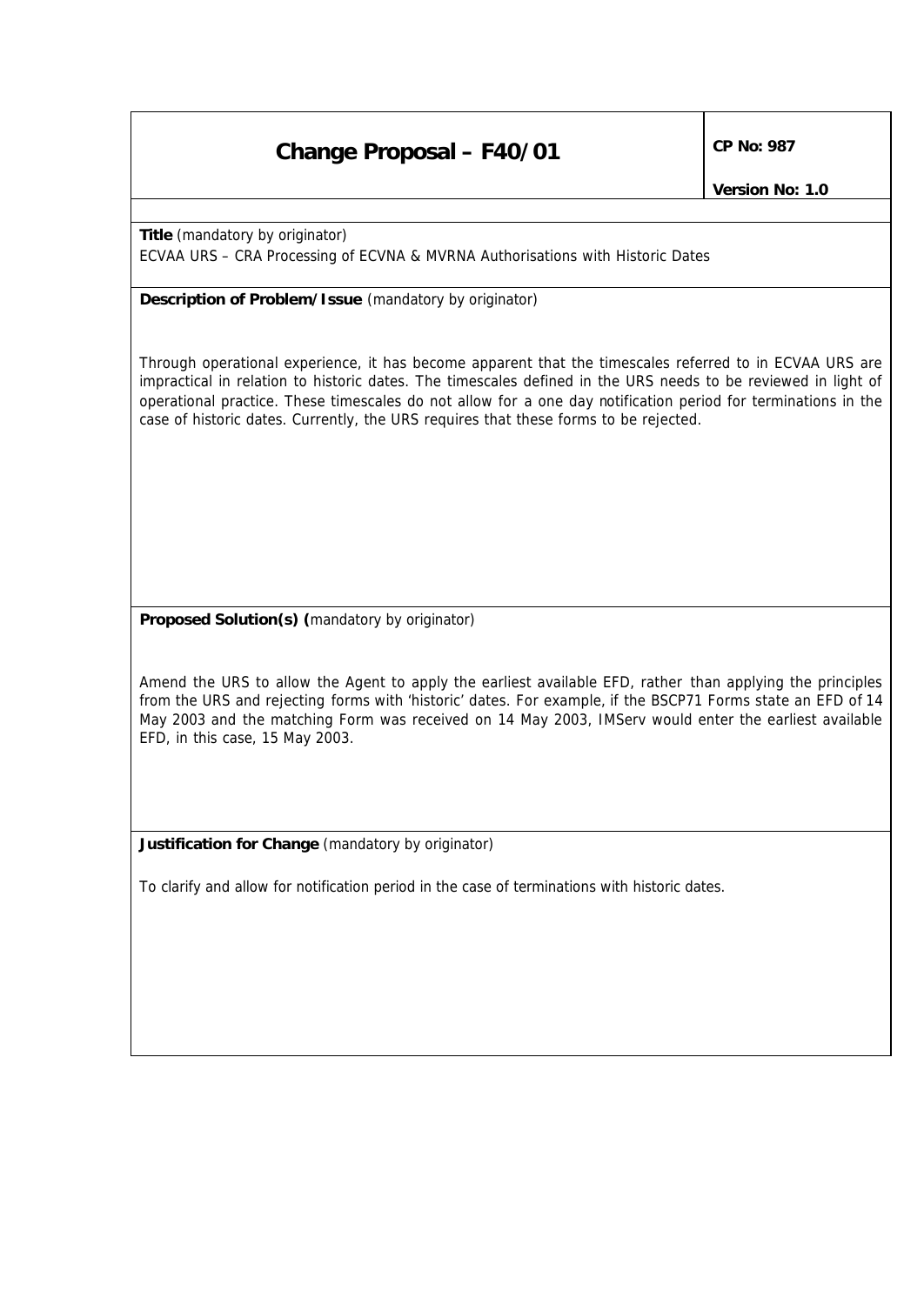# Change Proposal – F40/01

**CP No: 987**

**Version No: 1.0**

**Title** (mandatory by originator)

ECVAA URS – CRA Processing of ECVNA & MVRNA Authorisations with Historic Dates

**Description of Problem/Issue** (mandatory by originator)

Through operational experience, it has become apparent that the timescales referred to in ECVAA URS are impractical in relation to historic dates. The timescales defined in the URS needs to be reviewed in light of operational practice. These timescales do not allow for a one day notification period for terminations in the case of historic dates. Currently, the URS requires that these forms to be rejected.

**Proposed Solution(s) (**mandatory by originator)

Amend the URS to allow the Agent to apply the earliest available EFD, rather than applying the principles from the URS and rejecting forms with 'historic' dates. For example, if the BSCP71 Forms state an EFD of 14 May 2003 and the matching Form was received on 14 May 2003, IMServ would enter the earliest available EFD, in this case, 15 May 2003.

**Justification for Change** (mandatory by originator)

To clarify and allow for notification period in the case of terminations with historic dates.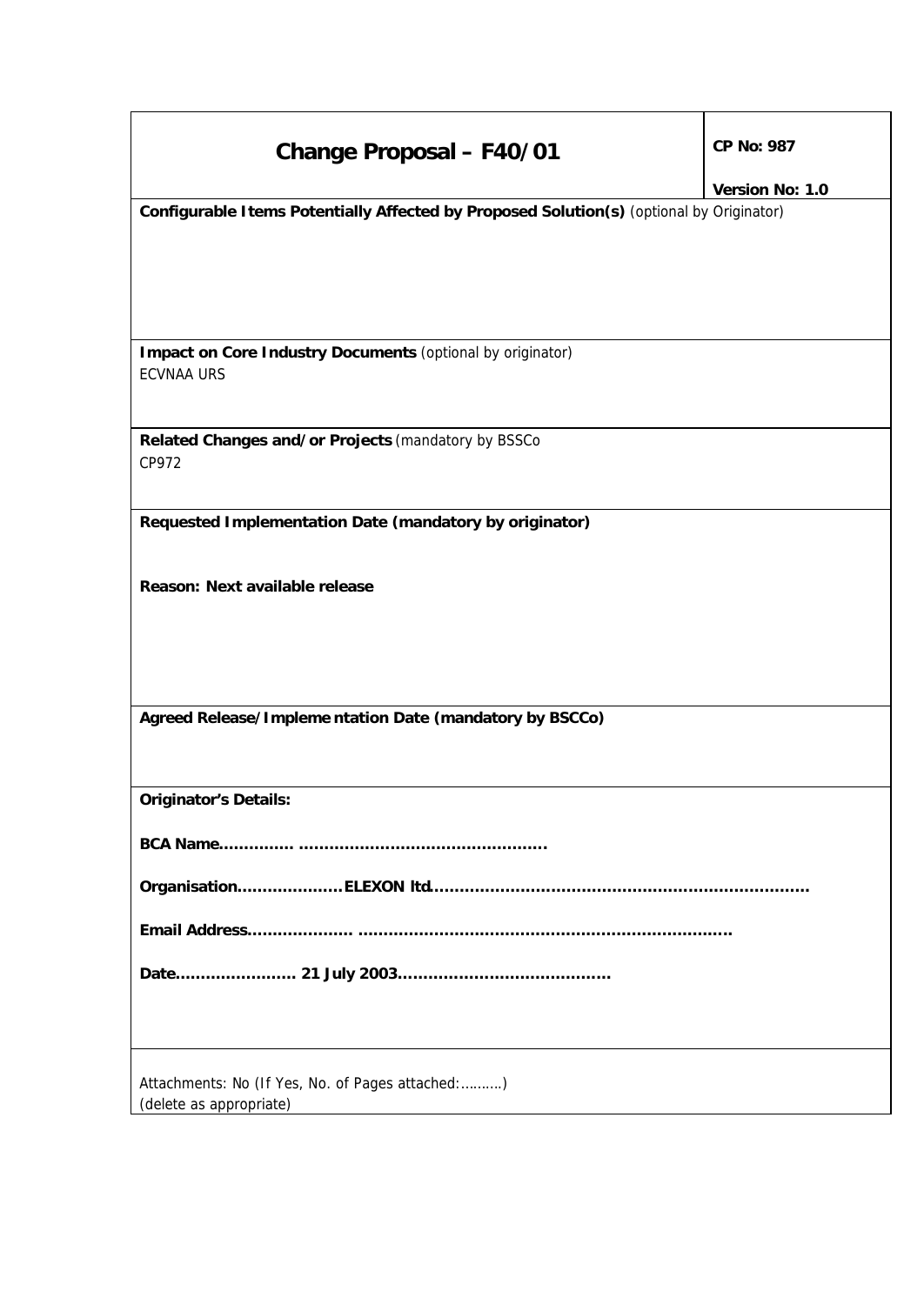# Change Proposal – F40/01

**CP No: 987**

**Version No: 1.0**

**Configurable Items Potentially Affected by Proposed Solution(s)** (optional by Originator)

**Impact on Core Industry Documents** (optional by originator)

ECVNAA URS

**Related Changes and/or Projects** (mandatory by BSSCo

CP972

**Requested Implementation Date (mandatory by originator)**

**Reason: Next available release**

**Agreed Release/Impleme ntation Date (mandatory by BSCCo)**

**Originator's Details:**

**BCA Name…………… …………………………………………**

**Organisation…………………ELEXON ltd………………………………………………………………**

**Email Address……………….. ………………………………………………………………**

**Date…………………… 21 July 2003……………………………………**

Attachments: No (If Yes, No. of Pages attached:……….)
(delete as appropriate)